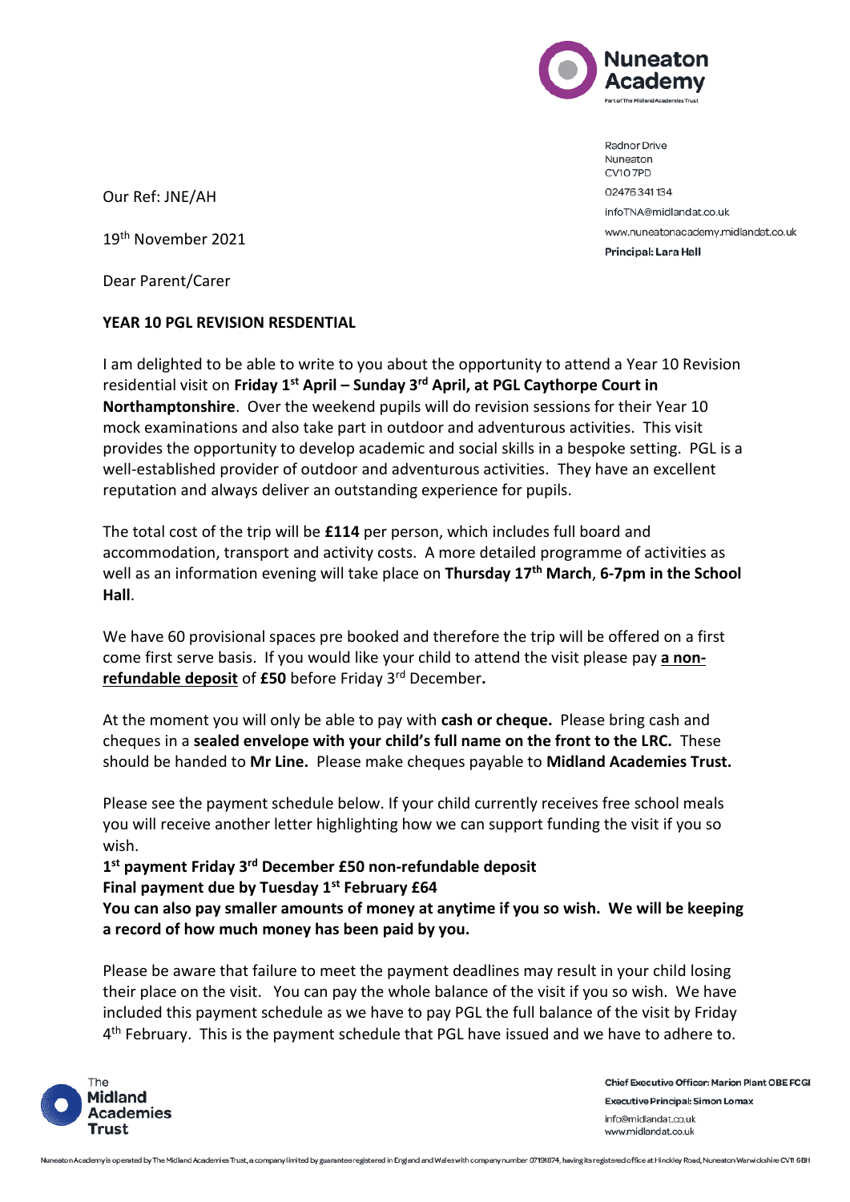Nuneaton Academy
Part of The Midland Academies Trust

Radnor Drive
Nuneaton
CV10 7PD
02476 341 134
infoTNA@midlandat.co.uk
www.nuneatonacademy.midlandat.co.uk
**Principal: Lara Hall**

Our Ref: JNE/AH

19th November 2021

Dear Parent/Carer

**YEAR 10 PGL REVISION RESDENTIAL**

I am delighted to be able to write to you about the opportunity to attend a Year 10 Revision residential visit on **Friday 1st April – Sunday 3rd April, at PGL Caythorpe Court in Northamptonshire**. Over the weekend pupils will do revision sessions for their Year 10 mock examinations and also take part in outdoor and adventurous activities. This visit provides the opportunity to develop academic and social skills in a bespoke setting. PGL is a well-established provider of outdoor and adventurous activities. They have an excellent reputation and always deliver an outstanding experience for pupils.

The total cost of the trip will be **£114** per person, which includes full board and accommodation, transport and activity costs. A more detailed programme of activities as well as an information evening will take place on **Thursday 17th March**, **6-7pm in the School Hall**.

We have 60 provisional spaces pre booked and therefore the trip will be offered on a first come first serve basis. If you would like your child to attend the visit please pay **a non-refundable deposit** of **£50** before Friday 3rd December**.**

At the moment you will only be able to pay with **cash or cheque.** Please bring cash and cheques in a **sealed envelope with your child's full name on the front to the LRC.** These should be handed to **Mr Line.** Please make cheques payable to **Midland Academies Trust.**

Please see the payment schedule below. If your child currently receives free school meals you will receive another letter highlighting how we can support funding the visit if you so wish.

**1st payment Friday 3rd December £50 non-refundable deposit**
**Final payment due by Tuesday 1st February £64**
**You can also pay smaller amounts of money at anytime if you so wish. We will be keeping a record of how much money has been paid by you.**

Please be aware that failure to meet the payment deadlines may result in your child losing their place on the visit. You can pay the whole balance of the visit if you so wish. We have included this payment schedule as we have to pay PGL the full balance of the visit by Friday 4th February. This is the payment schedule that PGL have issued and we have to adhere to.

The Midland Academies Trust

**Chief Executive Officer: Marion Plant OBE FCGI**
**Executive Principal: Simon Lomax**
info@midlandat.co.uk
www.midlandat.co.uk

Nuneaton Academy is operated by The Midland Academies Trust, a company limited by guarantee registered in England and Wales with company number 07191674, having its registered office at Hinckley Road, Nuneaton Warwickshire CV11 6BH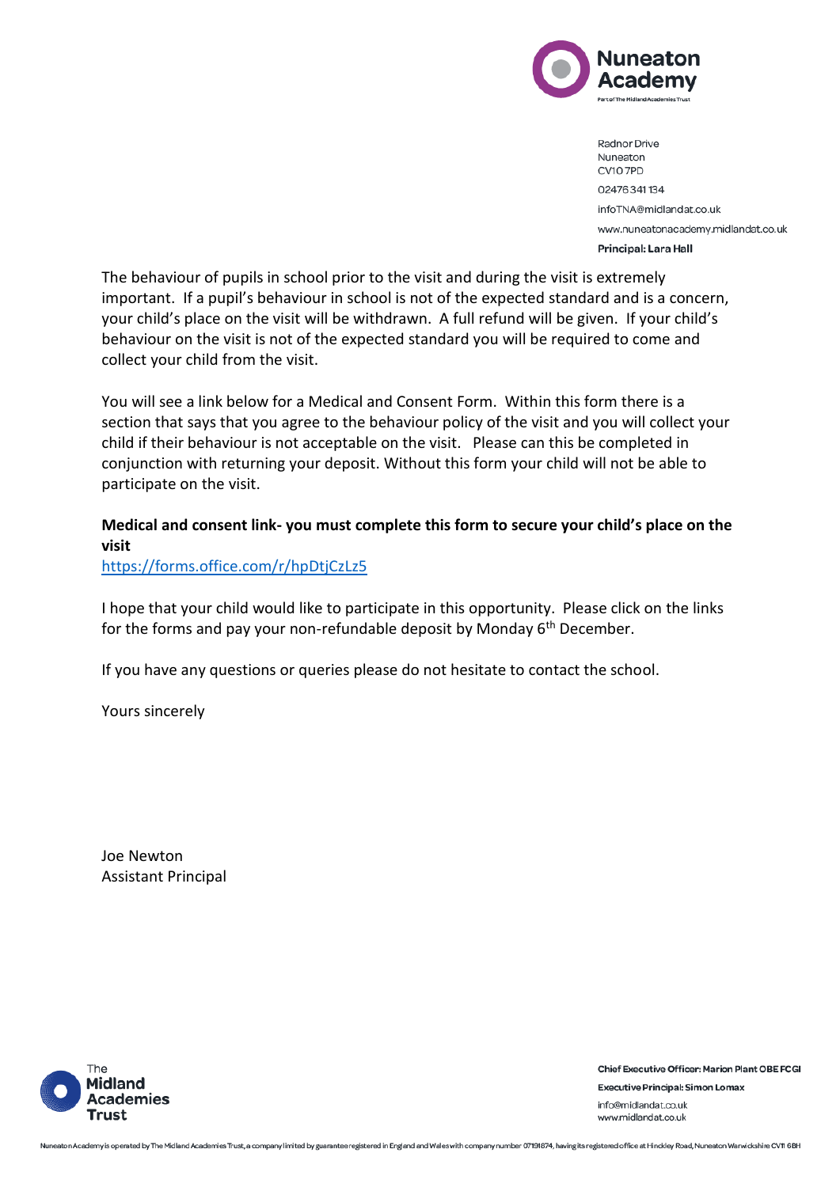The behaviour of pupils in school prior to the visit and during the visit is extremely important. If a pupil's behaviour in school is not of the expected standard and is a concern, your child's place on the visit will be withdrawn. A full refund will be given. If your child's behaviour on the visit is not of the expected standard you will be required to come and collect your child from the visit.

You will see a link below for a Medical and Consent Form. Within this form there is a section that says that you agree to the behaviour policy of the visit and you will collect your child if their behaviour is not acceptable on the visit. Please can this be completed in conjunction with returning your deposit. Without this form your child will not be able to participate on the visit.

**Medical and consent link- you must complete this form to secure your child's place on the visit**
https://forms.office.com/r/hpDtjCzLz5

I hope that your child would like to participate in this opportunity. Please click on the links for the forms and pay your non-refundable deposit by Monday 6th December.

If you have any questions or queries please do not hesitate to contact the school.

Yours sincerely

Joe Newton
Assistant Principal